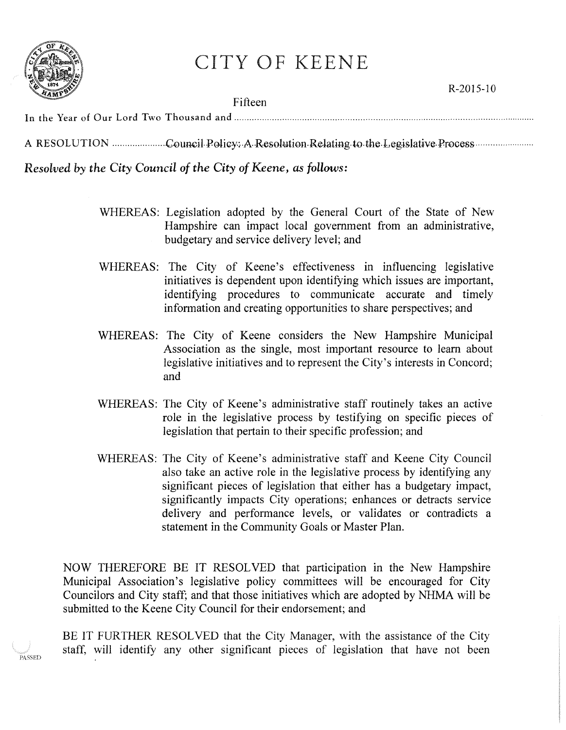# CITY OF KEENE

R-2015-10

In the Year of Our Lord Two Thousand and Fifteen

A RESOLUTION Council Policy: A Resolution Relating to the Legislative Process

*Resolved by the City Council of the City of Keene, as follows:*

WHEREAS: Legislation adopted by the General Court of the State of New Hampshire can impact local government from an administrative, budgetary and service delivery level; and

WHEREAS: The City of Keene's effectiveness in influencing legislative initiatives is dependent upon identifying which issues are important, identifying procedures to communicate accurate and timely information and creating opportunities to share perspectives; and

WHEREAS: The City of Keene considers the New Hampshire Municipal Association as the single, most important resource to learn about legislative initiatives and to represent the City's interests in Concord; and

WHEREAS: The City of Keene's administrative staff routinely takes an active role in the legislative process by testifying on specific pieces of legislation that pertain to their specific profession; and

WHEREAS: The City of Keene's administrative staff and Keene City Council also take an active role in the legislative process by identifying any significant pieces of legislation that either has a budgetary impact, significantly impacts City operations; enhances or detracts service delivery and performance levels, or validates or contradicts a statement in the Community Goals or Master Plan.

NOW THEREFORE BE IT RESOLVED that participation in the New Hampshire Municipal Association's legislative policy committees will be encouraged for City Councilors and City staff; and that those initiatives which are adopted by NHMA will be submitted to the Keene City Council for their endorsement; and

BE IT FURTHER RESOLVED that the City Manager, with the assistance of the City staff, will identify any other significant pieces of legislation that have not been

PASSED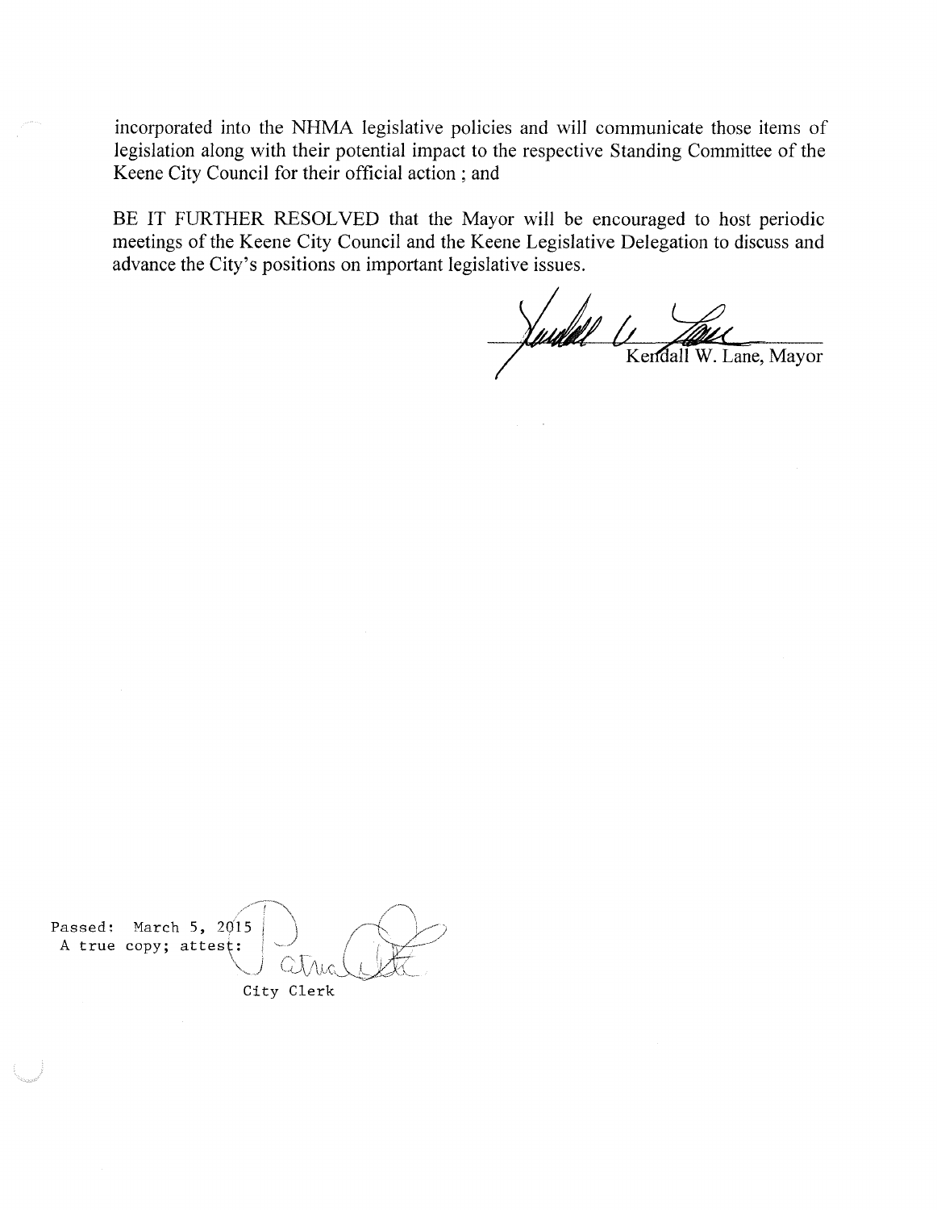incorporated into the NHMA legislative policies and will communicate those items of legislation along with their potential impact to the respective Standing Committee of the Keene City Council for their official action ; and

BE IT FURTHER RESOLVED that the Mayor will be encouraged to host periodic meetings of the Keene City Council and the Keene Legislative Delegation to discuss and advance the City's positions on important legislative issues.

Kendall W. Lane, Mayor

Passed: March 5, 2015
A true copy; attest:

City Clerk